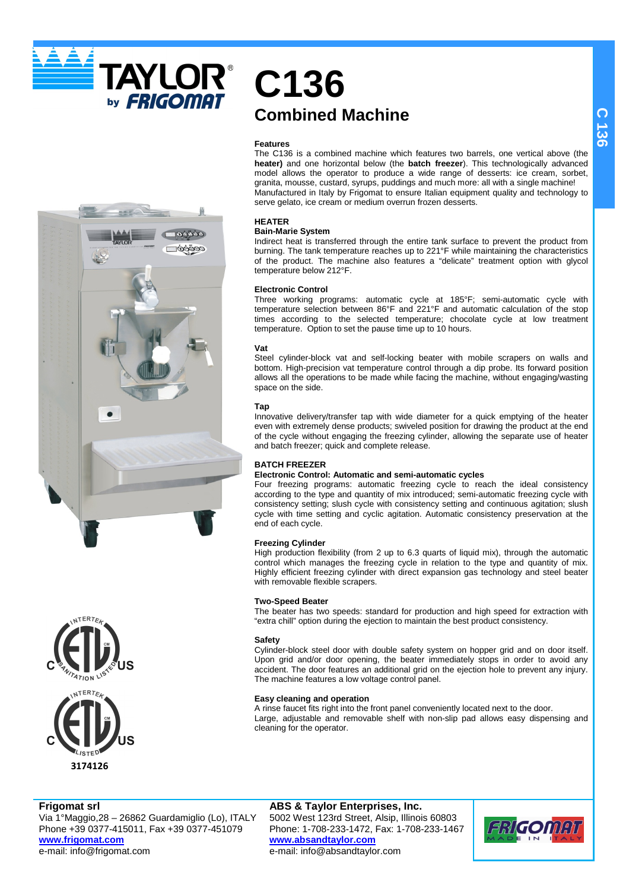# C136

## Combined Machine

### Features

The C136 is a combined machine which features two barrels, one vertical above (the **heater)** and one horizontal below (the **batch freezer**). This technologically advanced model allows the operator to produce a wide range of desserts: ice cream, sorbet, granita, mousse, custard, syrups, puddings and much more: all with a single machine! Manufactured in Italy by Frigomat to ensure Italian equipment quality and technology to serve gelato, ice cream or medium overrun frozen desserts.

### HEATER

#### Bain-Marie System

Indirect heat is transferred through the entire tank surface to prevent the product from burning. The tank temperature reaches up to 221°F while maintaining the characteristics of the product. The machine also features a "delicate" treatment option with glycol temperature below 212°F.

#### Electronic Control

Three working programs: automatic cycle at 185°F; semi-automatic cycle with temperature selection between 86°F and 221°F and automatic calculation of the stop times according to the selected temperature; chocolate cycle at low treatment temperature. Option to set the pause time up to 10 hours.

#### Vat

Steel cylinder-block vat and self-locking beater with mobile scrapers on walls and bottom. High-precision vat temperature control through a dip probe. Its forward position allows all the operations to be made while facing the machine, without engaging/wasting space on the side.

#### Tap

Innovative delivery/transfer tap with wide diameter for a quick emptying of the heater even with extremely dense products; swiveled position for drawing the product at the end of the cycle without engaging the freezing cylinder, allowing the separate use of heater and batch freezer; quick and complete release.

### BATCH FREEZER

#### Electronic Control: Automatic and semi-automatic cycles

Four freezing programs: automatic freezing cycle to reach the ideal consistency according to the type and quantity of mix introduced; semi-automatic freezing cycle with consistency setting; slush cycle with consistency setting and continuous agitation; slush cycle with time setting and cyclic agitation. Automatic consistency preservation at the end of each cycle.

#### Freezing Cylinder

High production flexibility (from 2 up to 6.3 quarts of liquid mix), through the automatic control which manages the freezing cycle in relation to the type and quantity of mix. Highly efficient freezing cylinder with direct expansion gas technology and steel beater with removable flexible scrapers.

#### Two-Speed Beater

The beater has two speeds: standard for production and high speed for extraction with "extra chill" option during the ejection to maintain the best product consistency.

#### Safety

Cylinder-block steel door with double safety system on hopper grid and on door itself. Upon grid and/or door opening, the beater immediately stops in order to avoid any accident. The door features an additional grid on the ejection hole to prevent any injury. The machine features a low voltage control panel.

#### Easy cleaning and operation

A rinse faucet fits right into the front panel conveniently located next to the door.
Large, adjustable and removable shelf with non-slip pad allows easy dispensing and cleaning for the operator.

3174126

**Frigomat srl**
Via 1°Maggio,28 – 26862 Guardamiglio (Lo), ITALY
Phone +39 0377-415011, Fax +39 0377-451079
**www.frigomat.com**
e-mail: info@frigomat.com

**ABS & Taylor Enterprises, Inc.**
5002 West 123rd Street, Alsip, Illinois 60803
Phone: 1-708-233-1472, Fax: 1-708-233-1467
**www.absandtaylor.com**
e-mail: info@absandtaylor.com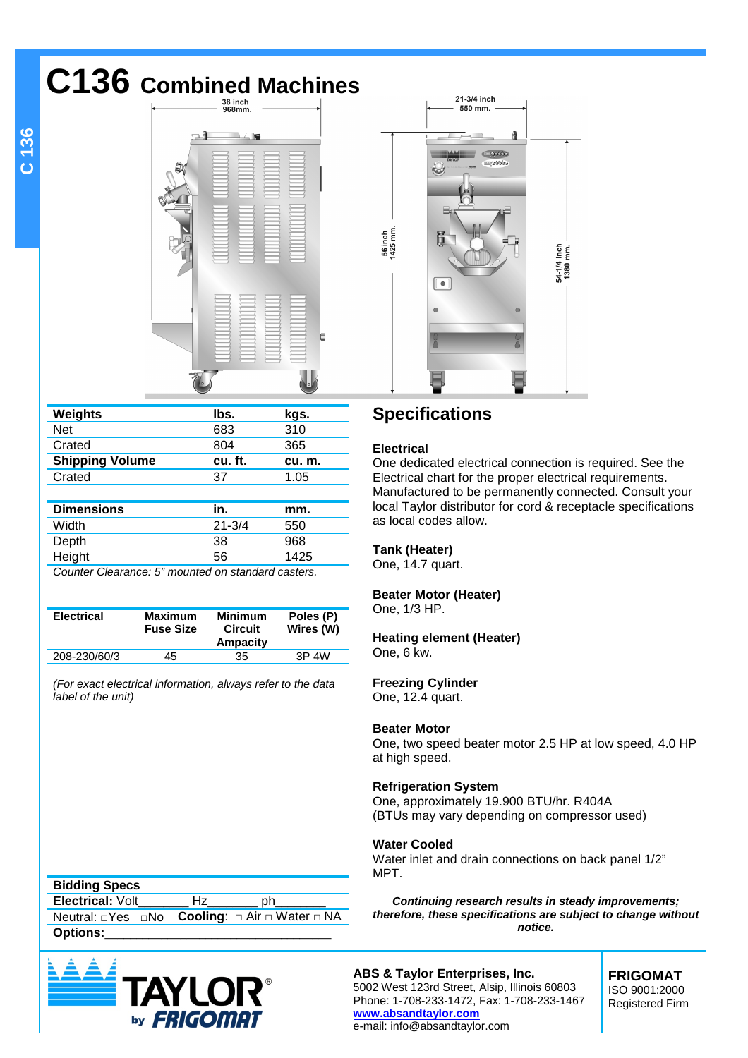# C136 Combined Machines

C 136

38 inch
968mm.

21-3/4 inch
550 mm.

56 inch
1425 mm.

54-1/4 inch
1380 mm.

| Weights | lbs. | kgs. |
|---|---|---|
| Net | 683 | 310 |
| Crated | 804 | 365 |
| **Shipping Volume** | **cu. ft.** | **cu. m.** |
| Crated | 37 | 1.05 |

| Dimensions | in. | mm. |
|---|---|---|
| Width | 21-3/4 | 550 |
| Depth | 38 | 968 |
| Height | 56 | 1425 |

*Counter Clearance: 5" mounted on standard casters.*

| Electrical | Maximum Fuse Size | Minimum Circuit Ampacity | Poles (P) Wires (W) |
|---|---|---|---|
| 208-230/60/3 | 45 | 35 | 3P 4W |

*(For exact electrical information, always refer to the data label of the unit)*

## Specifications

**Electrical**
One dedicated electrical connection is required. See the Electrical chart for the proper electrical requirements. Manufactured to be permanently connected. Consult your local Taylor distributor for cord & receptacle specifications as local codes allow.

**Tank (Heater)**
One, 14.7 quart.

**Beater Motor (Heater)**
One, 1/3 HP.

**Heating element (Heater)**
One, 6 kw.

**Freezing Cylinder**
One, 12.4 quart.

**Beater Motor**
One, two speed beater motor 2.5 HP at low speed, 4.0 HP at high speed.

**Refrigeration System**
One, approximately 19.900 BTU/hr. R404A
(BTUs may vary depending on compressor used)

**Water Cooled**
Water inlet and drain connections on back panel 1/2" MPT.

***Continuing research results in steady improvements; therefore, these specifications are subject to change without notice.***

**Bidding Specs**

**Electrical:** Volt________ Hz________ ph________

Neutral: □Yes □No | **Cooling**: □ Air □ Water □ NA

**Options:**________________________________

TAYLOR® by FRIGOMAT

**ABS & Taylor Enterprises, Inc.**
5002 West 123rd Street, Alsip, Illinois 60803
Phone: 1-708-233-1472, Fax: 1-708-233-1467
www.absandtaylor.com
e-mail: info@absandtaylor.com

**FRIGOMAT**
ISO 9001:2000
Registered Firm